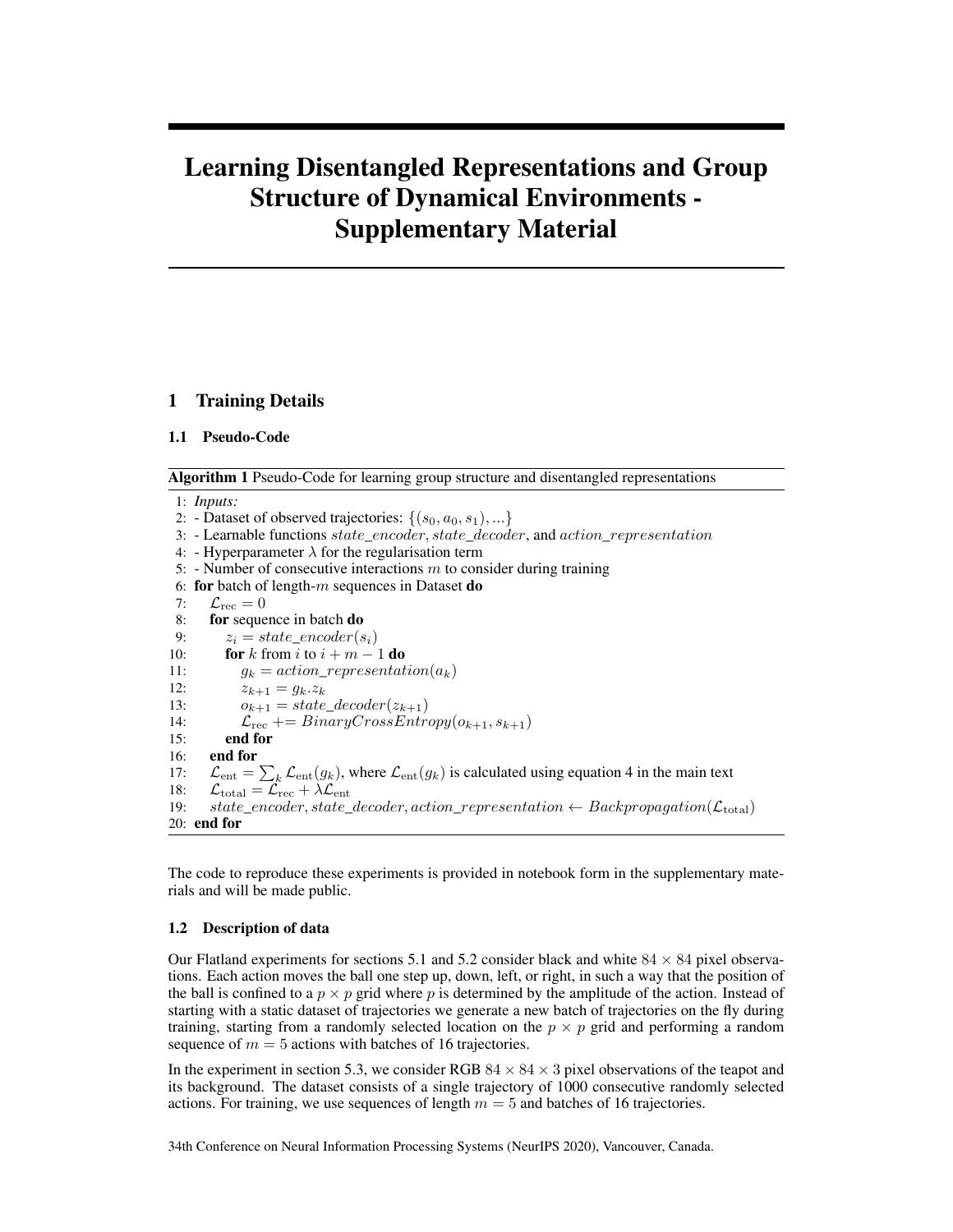# Learning Disentangled Representations and Group Structure of Dynamical Environments - Supplementary Material

## 1 Training Details

### 1.1 Pseudo-Code

**Algorithm 1** Pseudo-Code for learning group structure and disentangled representations

```
1: Inputs:
2: - Dataset of observed trajectories: {(s_0, a_0, s_1), ...}
3: - Learnable functions state_encoder, state_decoder, and action_representation
4: - Hyperparameter λ for the regularisation term
5: - Number of consecutive interactions m to consider during training
6: for batch of length-m sequences in Dataset do
7:     L_rec = 0
8:     for sequence in batch do
9:         z_i = state_encoder(s_i)
10:        for k from i to i + m − 1 do
11:            g_k = action_representation(a_k)
12:            z_{k+1} = g_k.z_k
13:            o_{k+1} = state_decoder(z_{k+1})
14:            L_rec += BinaryCrossEntropy(o_{k+1}, s_{k+1})
15:        end for
16:    end for
17:    L_ent = Σ_k L_ent(g_k), where L_ent(g_k) is calculated using equation 4 in the main text
18:    L_total = L_rec + λ L_ent
19:    state_encoder, state_decoder, action_representation ← Backpropagation(L_total)
20: end for
```

The code to reproduce these experiments is provided in notebook form in the supplementary materials and will be made public.

### 1.2 Description of data

Our Flatland experiments for sections 5.1 and 5.2 consider black and white $84 \times 84$ pixel observations. Each action moves the ball one step up, down, left, or right, in such a way that the position of the ball is confined to a $p \times p$ grid where $p$ is determined by the amplitude of the action. Instead of starting with a static dataset of trajectories we generate a new batch of trajectories on the fly during training, starting from a randomly selected location on the $p \times p$ grid and performing a random sequence of $m = 5$ actions with batches of 16 trajectories.

In the experiment in section 5.3, we consider RGB $84 \times 84 \times 3$ pixel observations of the teapot and its background. The dataset consists of a single trajectory of 1000 consecutive randomly selected actions. For training, we use sequences of length $m = 5$ and batches of 16 trajectories.

34th Conference on Neural Information Processing Systems (NeurIPS 2020), Vancouver, Canada.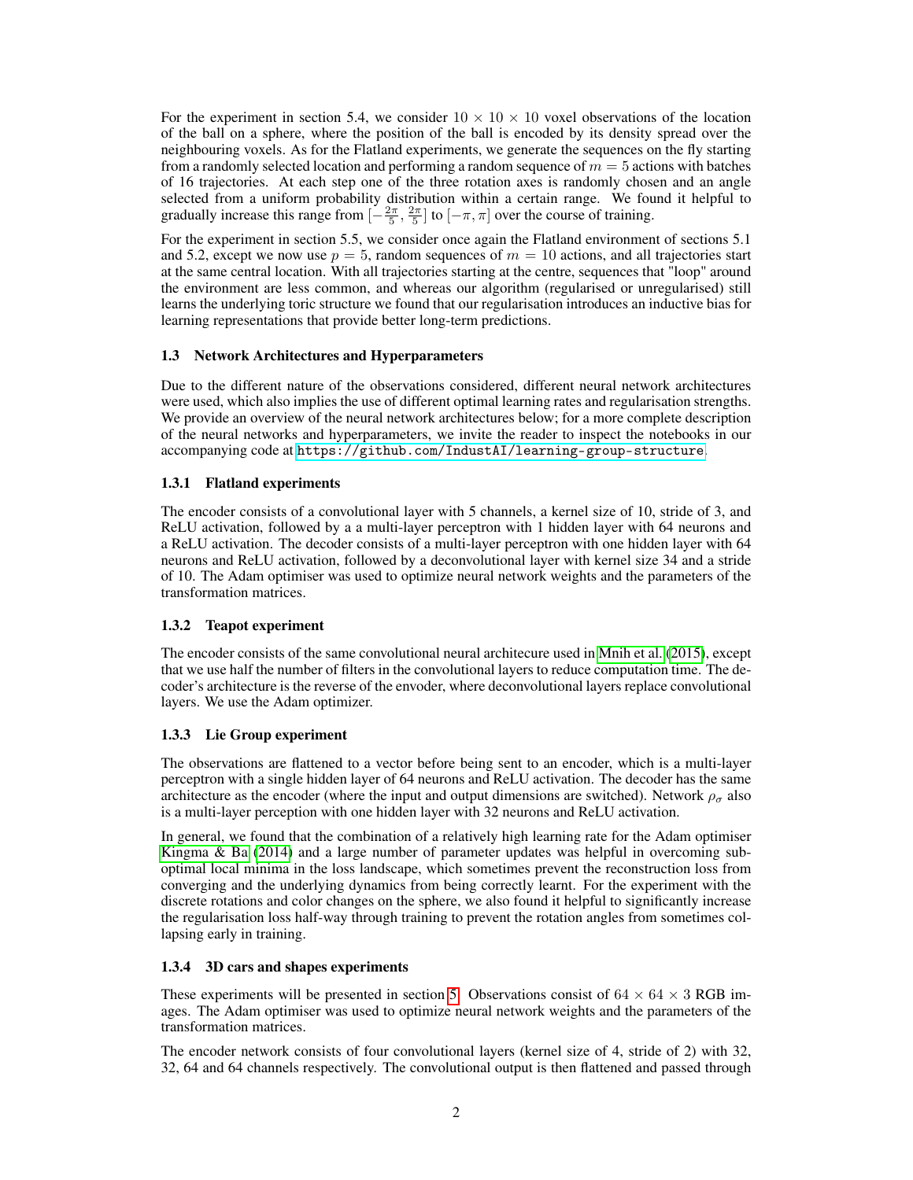For the experiment in section 5.4, we consider $10 \times 10 \times 10$ voxel observations of the location of the ball on a sphere, where the position of the ball is encoded by its density spread over the neighbouring voxels. As for the Flatland experiments, we generate the sequences on the fly starting from a randomly selected location and performing a random sequence of $m = 5$ actions with batches of 16 trajectories. At each step one of the three rotation axes is randomly chosen and an angle selected from a uniform probability distribution within a certain range. We found it helpful to gradually increase this range from $[-\frac{2\pi}{5}, \frac{2\pi}{5}]$ to $[-\pi, \pi]$ over the course of training.

For the experiment in section 5.5, we consider once again the Flatland environment of sections 5.1 and 5.2, except we now use $p = 5$, random sequences of $m = 10$ actions, and all trajectories start at the same central location. With all trajectories starting at the centre, sequences that "loop" around the environment are less common, and whereas our algorithm (regularised or unregularised) still learns the underlying toric structure we found that our regularisation introduces an inductive bias for learning representations that provide better long-term predictions.

### 1.3 Network Architectures and Hyperparameters

Due to the different nature of the observations considered, different neural network architectures were used, which also implies the use of different optimal learning rates and regularisation strengths. We provide an overview of the neural network architectures below; for a more complete description of the neural networks and hyperparameters, we invite the reader to inspect the notebooks in our accompanying code at https://github.com/IndustAI/learning-group-structure.

#### 1.3.1 Flatland experiments

The encoder consists of a convolutional layer with 5 channels, a kernel size of 10, stride of 3, and ReLU activation, followed by a a multi-layer perceptron with 1 hidden layer with 64 neurons and a ReLU activation. The decoder consists of a multi-layer perceptron with one hidden layer with 64 neurons and ReLU activation, followed by a deconvolutional layer with kernel size 34 and a stride of 10. The Adam optimiser was used to optimize neural network weights and the parameters of the transformation matrices.

#### 1.3.2 Teapot experiment

The encoder consists of the same convolutional neural architecure used in Mnih et al. (2015), except that we use half the number of filters in the convolutional layers to reduce computation time. The decoder's architecture is the reverse of the envoder, where deconvolutional layers replace convolutional layers. We use the Adam optimizer.

#### 1.3.3 Lie Group experiment

The observations are flattened to a vector before being sent to an encoder, which is a multi-layer perceptron with a single hidden layer of 64 neurons and ReLU activation. The decoder has the same architecture as the encoder (where the input and output dimensions are switched). Network $\rho_\sigma$ also is a multi-layer perception with one hidden layer with 32 neurons and ReLU activation.

In general, we found that the combination of a relatively high learning rate for the Adam optimiser Kingma & Ba (2014) and a large number of parameter updates was helpful in overcoming sub-optimal local minima in the loss landscape, which sometimes prevent the reconstruction loss from converging and the underlying dynamics from being correctly learnt. For the experiment with the discrete rotations and color changes on the sphere, we also found it helpful to significantly increase the regularisation loss half-way through training to prevent the rotation angles from sometimes collapsing early in training.

#### 1.3.4 3D cars and shapes experiments

These experiments will be presented in section 5. Observations consist of $64 \times 64 \times 3$ RGB images. The Adam optimiser was used to optimize neural network weights and the parameters of the transformation matrices.

The encoder network consists of four convolutional layers (kernel size of 4, stride of 2) with 32, 32, 64 and 64 channels respectively. The convolutional output is then flattened and passed through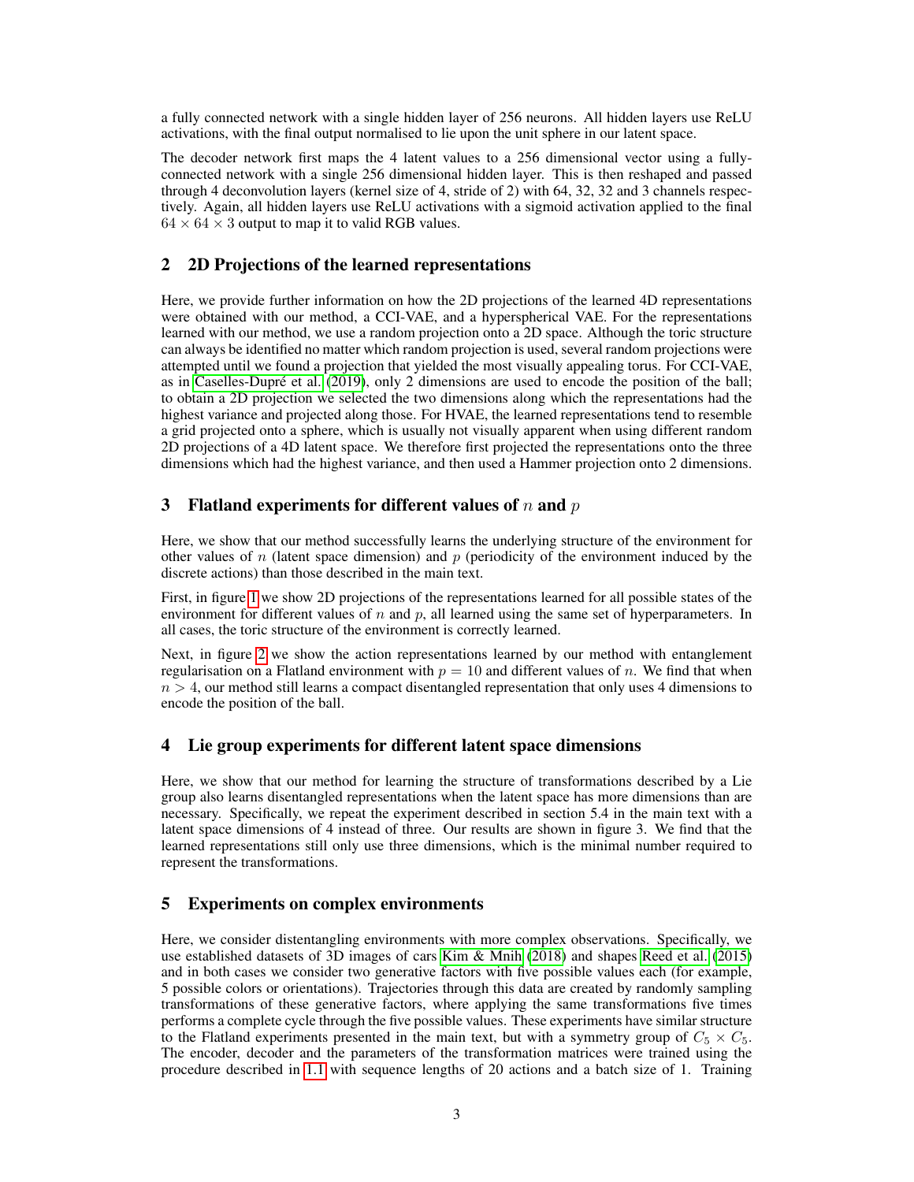a fully connected network with a single hidden layer of 256 neurons. All hidden layers use ReLU activations, with the final output normalised to lie upon the unit sphere in our latent space.

The decoder network first maps the 4 latent values to a 256 dimensional vector using a fully-connected network with a single 256 dimensional hidden layer. This is then reshaped and passed through 4 deconvolution layers (kernel size of 4, stride of 2) with 64, 32, 32 and 3 channels respectively. Again, all hidden layers use ReLU activations with a sigmoid activation applied to the final $64 \times 64 \times 3$ output to map it to valid RGB values.

## 2 2D Projections of the learned representations

Here, we provide further information on how the 2D projections of the learned 4D representations were obtained with our method, a CCI-VAE, and a hyperspherical VAE. For the representations learned with our method, we use a random projection onto a 2D space. Although the toric structure can always be identified no matter which random projection is used, several random projections were attempted until we found a projection that yielded the most visually appealing torus. For CCI-VAE, as in Caselles-Dupré et al. (2019), only 2 dimensions are used to encode the position of the ball; to obtain a 2D projection we selected the two dimensions along which the representations had the highest variance and projected along those. For HVAE, the learned representations tend to resemble a grid projected onto a sphere, which is usually not visually apparent when using different random 2D projections of a 4D latent space. We therefore first projected the representations onto the three dimensions which had the highest variance, and then used a Hammer projection onto 2 dimensions.

## 3 Flatland experiments for different values of $n$ and $p$

Here, we show that our method successfully learns the underlying structure of the environment for other values of $n$ (latent space dimension) and $p$ (periodicity of the environment induced by the discrete actions) than those described in the main text.

First, in figure 1 we show 2D projections of the representations learned for all possible states of the environment for different values of $n$ and $p$, all learned using the same set of hyperparameters. In all cases, the toric structure of the environment is correctly learned.

Next, in figure 2 we show the action representations learned by our method with entanglement regularisation on a Flatland environment with $p = 10$ and different values of $n$. We find that when $n > 4$, our method still learns a compact disentangled representation that only uses 4 dimensions to encode the position of the ball.

## 4 Lie group experiments for different latent space dimensions

Here, we show that our method for learning the structure of transformations described by a Lie group also learns disentangled representations when the latent space has more dimensions than are necessary. Specifically, we repeat the experiment described in section 5.4 in the main text with a latent space dimensions of 4 instead of three. Our results are shown in figure 3. We find that the learned representations still only use three dimensions, which is the minimal number required to represent the transformations.

## 5 Experiments on complex environments

Here, we consider distentangling environments with more complex observations. Specifically, we use established datasets of 3D images of cars Kim & Mnih (2018) and shapes Reed et al. (2015) and in both cases we consider two generative factors with five possible values each (for example, 5 possible colors or orientations). Trajectories through this data are created by randomly sampling transformations of these generative factors, where applying the same transformations five times performs a complete cycle through the five possible values. These experiments have similar structure to the Flatland experiments presented in the main text, but with a symmetry group of $C_5 \times C_5$. The encoder, decoder and the parameters of the transformation matrices were trained using the procedure described in 1.1 with sequence lengths of 20 actions and a batch size of 1. Training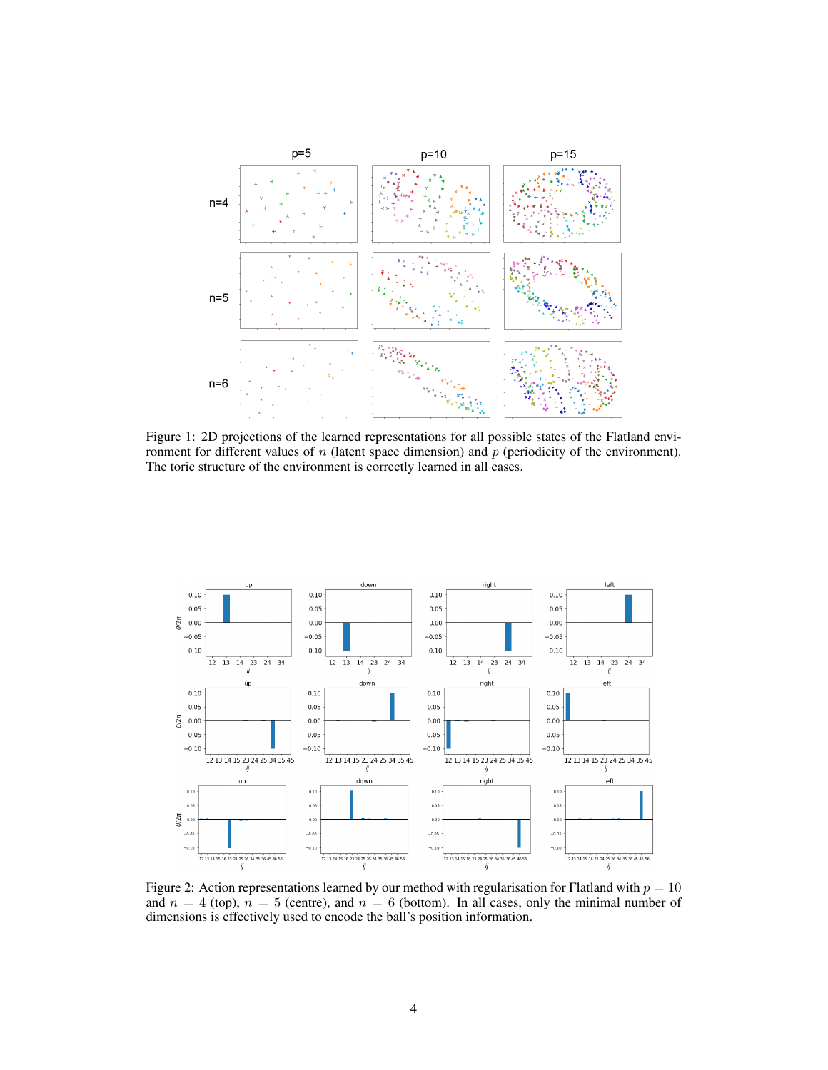p=5

p=10

p=15

n=4

n=5

n=6

Figure 1: 2D projections of the learned representations for all possible states of the Flatland environment for different values of $n$ (latent space dimension) and $p$ (periodicity of the environment). The toric structure of the environment is correctly learned in all cases.

up

down

right

left

$\theta/2\pi$

$ij$

Figure 2: Action representations learned by our method with regularisation for Flatland with $p = 10$ and $n = 4$ (top), $n = 5$ (centre), and $n = 6$ (bottom). In all cases, only the minimal number of dimensions is effectively used to encode the ball's position information.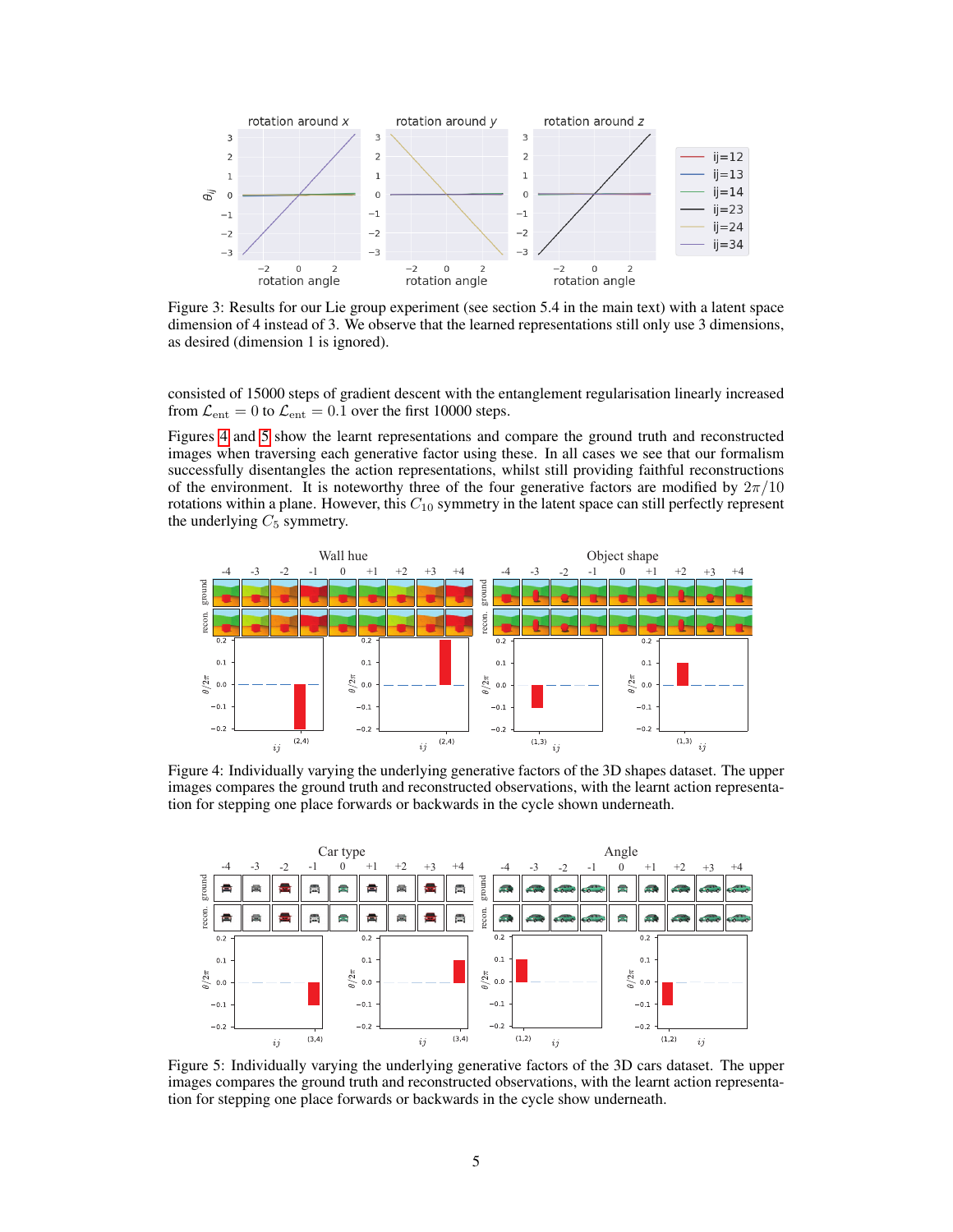rotation around $x$

rotation around $y$

rotation around $z$

$\theta_{ij}$

3
2
1
0
−1
−2
−3

−2 0 2

rotation angle

ij=12
ij=13
ij=14
ij=23
ij=24
ij=34

Figure 3: Results for our Lie group experiment (see section 5.4 in the main text) with a latent space dimension of 4 instead of 3. We observe that the learned representations still only use 3 dimensions, as desired (dimension 1 is ignored).

consisted of 15000 steps of gradient descent with the entanglement regularisation linearly increased from $\mathcal{L}_{\text{ent}} = 0$ to $\mathcal{L}_{\text{ent}} = 0.1$ over the first 10000 steps.

Figures 4 and 5 show the learnt representations and compare the ground truth and reconstructed images when traversing each generative factor using these. In all cases we see that our formalism successfully disentangles the action representations, whilst still providing faithful reconstructions of the environment. It is noteworthy three of the four generative factors are modified by $2\pi/10$ rotations within a plane. However, this $C_{10}$ symmetry in the latent space can still perfectly represent the underlying $C_5$ symmetry.

Wall hue

Object shape

-4 -3 -2 -1 0 +1 +2 +3 +4

ground

recon.

$\theta/2\pi$

0.2
0.1
0.0
−0.1
−0.2

$ij$

(2,4)

(1,3)

Figure 4: Individually varying the underlying generative factors of the 3D shapes dataset. The upper images compares the ground truth and reconstructed observations, with the learnt action representation for stepping one place forwards or backwards in the cycle shown underneath.

Car type

Angle

-4 -3 -2 -1 0 +1 +2 +3 +4

ground

recon.

$\theta/2\pi$

0.2
0.1
0.0
−0.1
−0.2

$ij$

(3,4)

(1,2)

Figure 5: Individually varying the underlying generative factors of the 3D cars dataset. The upper images compares the ground truth and reconstructed observations, with the learnt action representation for stepping one place forwards or backwards in the cycle show underneath.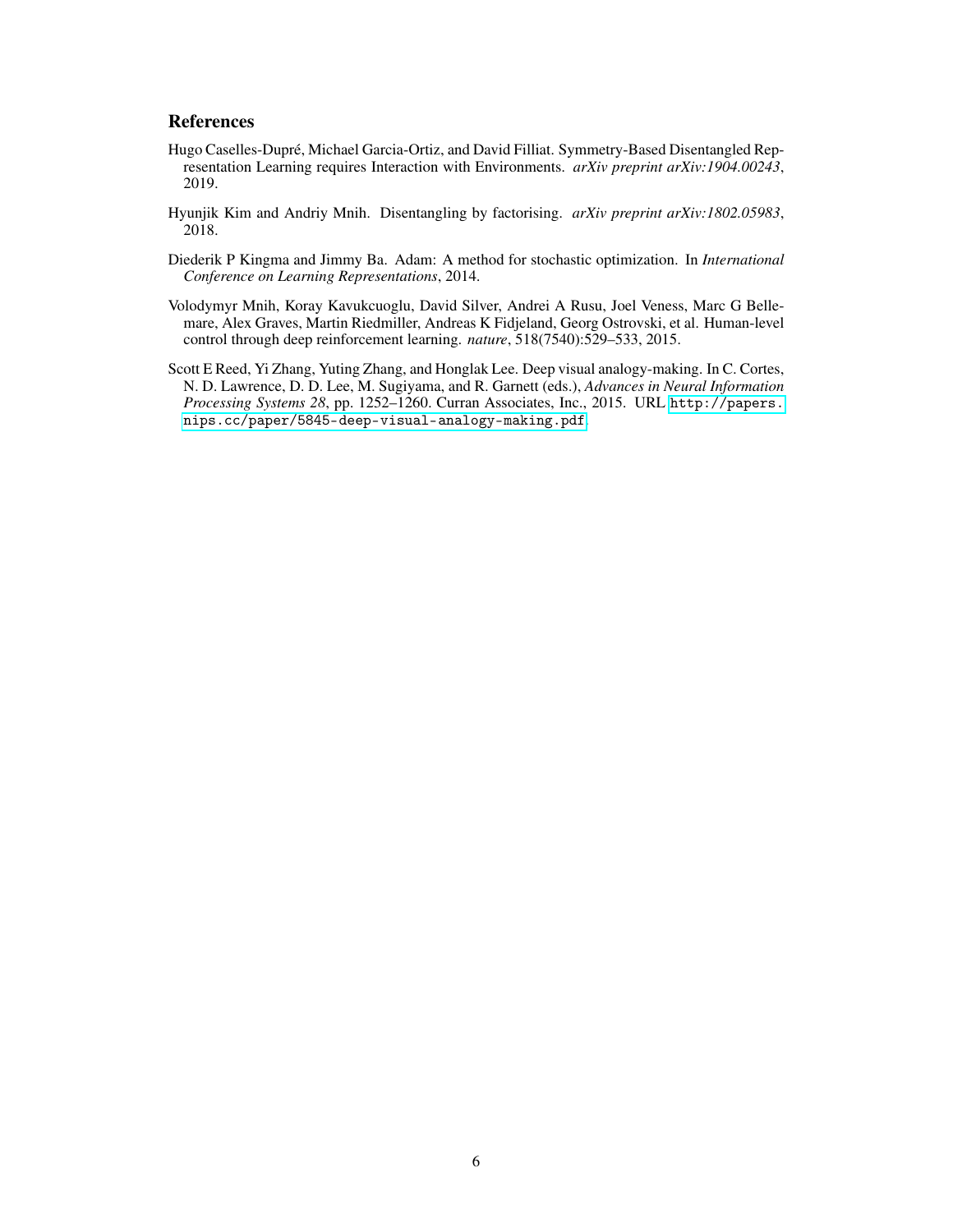## References

Hugo Caselles-Dupré, Michael Garcia-Ortiz, and David Filliat. Symmetry-Based Disentangled Representation Learning requires Interaction with Environments. *arXiv preprint arXiv:1904.00243*, 2019.

Hyunjik Kim and Andriy Mnih. Disentangling by factorising. *arXiv preprint arXiv:1802.05983*, 2018.

Diederik P Kingma and Jimmy Ba. Adam: A method for stochastic optimization. In *International Conference on Learning Representations*, 2014.

Volodymyr Mnih, Koray Kavukcuoglu, David Silver, Andrei A Rusu, Joel Veness, Marc G Bellemare, Alex Graves, Martin Riedmiller, Andreas K Fidjeland, Georg Ostrovski, et al. Human-level control through deep reinforcement learning. *nature*, 518(7540):529–533, 2015.

Scott E Reed, Yi Zhang, Yuting Zhang, and Honglak Lee. Deep visual analogy-making. In C. Cortes, N. D. Lawrence, D. D. Lee, M. Sugiyama, and R. Garnett (eds.), *Advances in Neural Information Processing Systems 28*, pp. 1252–1260. Curran Associates, Inc., 2015. URL `http://papers.nips.cc/paper/5845-deep-visual-analogy-making.pdf`.